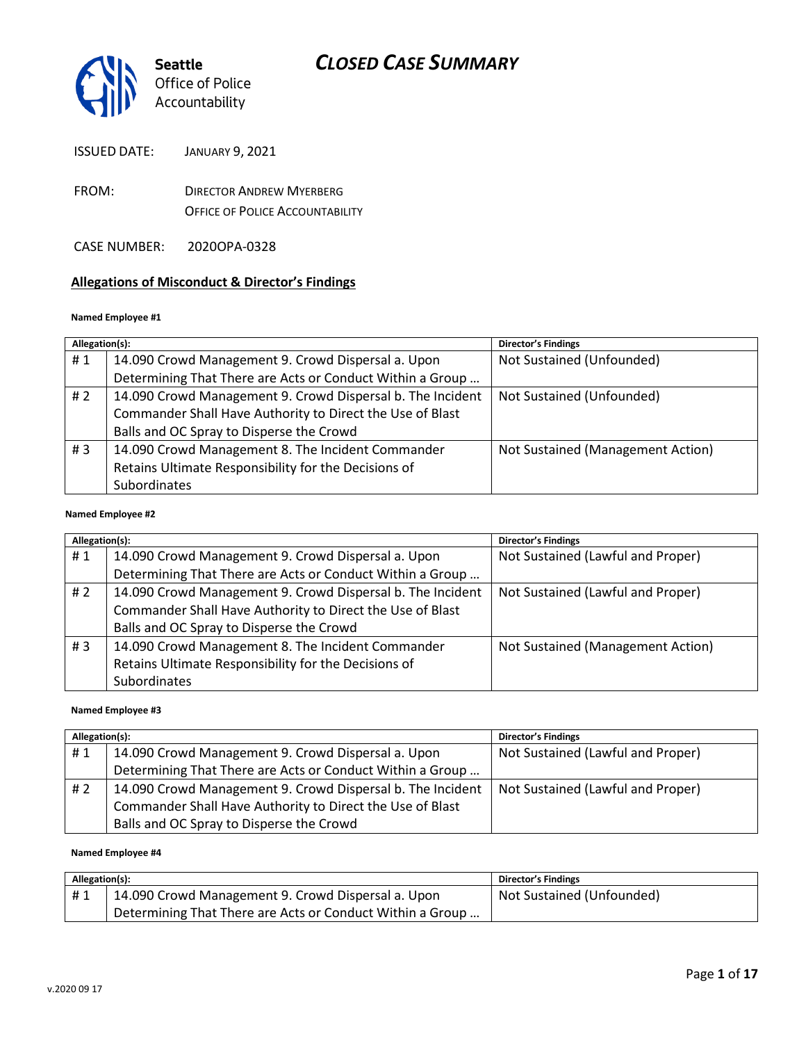# CLOSED CASE SUMMARY

**Seattle** Office of Police Accountability

ISSUED DATE: JANUARY 9, 2021

FROM: DIRECTOR ANDREW MYERBERG
OFFICE OF POLICE ACCOUNTABILITY

CASE NUMBER: 2020OPA-0328

## Allegations of Misconduct & Director's Findings

**Named Employee #1**

| Allegation(s): | | Director's Findings |
|---|---|---|
| # 1 | 14.090 Crowd Management 9. Crowd Dispersal a. Upon Determining That There are Acts or Conduct Within a Group … | Not Sustained (Unfounded) |
| # 2 | 14.090 Crowd Management 9. Crowd Dispersal b. The Incident Commander Shall Have Authority to Direct the Use of Blast Balls and OC Spray to Disperse the Crowd | Not Sustained (Unfounded) |
| # 3 | 14.090 Crowd Management 8. The Incident Commander Retains Ultimate Responsibility for the Decisions of Subordinates | Not Sustained (Management Action) |

**Named Employee #2**

| Allegation(s): | | Director's Findings |
|---|---|---|
| # 1 | 14.090 Crowd Management 9. Crowd Dispersal a. Upon Determining That There are Acts or Conduct Within a Group … | Not Sustained (Lawful and Proper) |
| # 2 | 14.090 Crowd Management 9. Crowd Dispersal b. The Incident Commander Shall Have Authority to Direct the Use of Blast Balls and OC Spray to Disperse the Crowd | Not Sustained (Lawful and Proper) |
| # 3 | 14.090 Crowd Management 8. The Incident Commander Retains Ultimate Responsibility for the Decisions of Subordinates | Not Sustained (Management Action) |

**Named Employee #3**

| Allegation(s): | | Director's Findings |
|---|---|---|
| # 1 | 14.090 Crowd Management 9. Crowd Dispersal a. Upon Determining That There are Acts or Conduct Within a Group … | Not Sustained (Lawful and Proper) |
| # 2 | 14.090 Crowd Management 9. Crowd Dispersal b. The Incident Commander Shall Have Authority to Direct the Use of Blast Balls and OC Spray to Disperse the Crowd | Not Sustained (Lawful and Proper) |

**Named Employee #4**

| Allegation(s): | | Director's Findings |
|---|---|---|
| # 1 | 14.090 Crowd Management 9. Crowd Dispersal a. Upon Determining That There are Acts or Conduct Within a Group … | Not Sustained (Unfounded) |

v.2020 09 17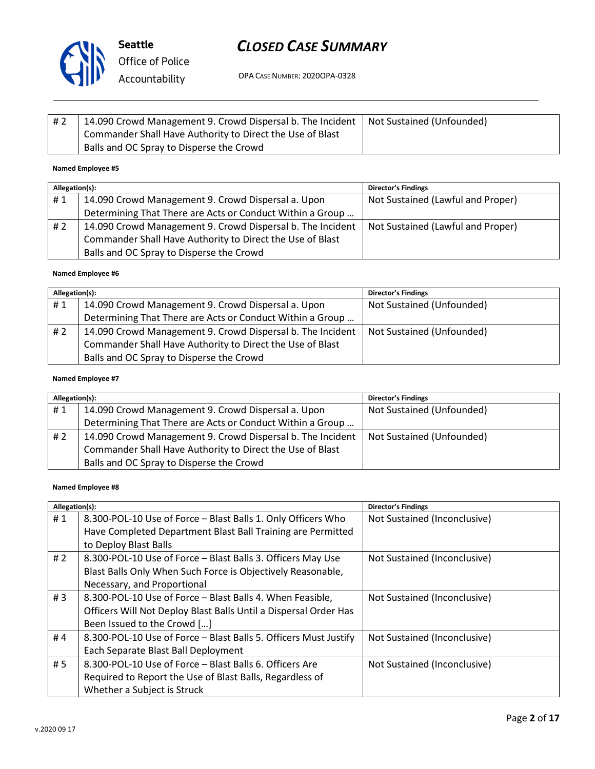| | | |
|---|---|---|
| # 2 | 14.090 Crowd Management 9. Crowd Dispersal b. The Incident Commander Shall Have Authority to Direct the Use of Blast Balls and OC Spray to Disperse the Crowd | Not Sustained (Unfounded) |

**Named Employee #5**

| Allegation(s): | | Director's Findings |
|---|---|---|
| # 1 | 14.090 Crowd Management 9. Crowd Dispersal a. Upon Determining That There are Acts or Conduct Within a Group … | Not Sustained (Lawful and Proper) |
| # 2 | 14.090 Crowd Management 9. Crowd Dispersal b. The Incident Commander Shall Have Authority to Direct the Use of Blast Balls and OC Spray to Disperse the Crowd | Not Sustained (Lawful and Proper) |

**Named Employee #6**

| Allegation(s): | | Director's Findings |
|---|---|---|
| # 1 | 14.090 Crowd Management 9. Crowd Dispersal a. Upon Determining That There are Acts or Conduct Within a Group … | Not Sustained (Unfounded) |
| # 2 | 14.090 Crowd Management 9. Crowd Dispersal b. The Incident Commander Shall Have Authority to Direct the Use of Blast Balls and OC Spray to Disperse the Crowd | Not Sustained (Unfounded) |

**Named Employee #7**

| Allegation(s): | | Director's Findings |
|---|---|---|
| # 1 | 14.090 Crowd Management 9. Crowd Dispersal a. Upon Determining That There are Acts or Conduct Within a Group … | Not Sustained (Unfounded) |
| # 2 | 14.090 Crowd Management 9. Crowd Dispersal b. The Incident Commander Shall Have Authority to Direct the Use of Blast Balls and OC Spray to Disperse the Crowd | Not Sustained (Unfounded) |

**Named Employee #8**

| Allegation(s): | | Director's Findings |
|---|---|---|
| # 1 | 8.300-POL-10 Use of Force – Blast Balls 1. Only Officers Who Have Completed Department Blast Ball Training are Permitted to Deploy Blast Balls | Not Sustained (Inconclusive) |
| # 2 | 8.300-POL-10 Use of Force – Blast Balls 3. Officers May Use Blast Balls Only When Such Force is Objectively Reasonable, Necessary, and Proportional | Not Sustained (Inconclusive) |
| # 3 | 8.300-POL-10 Use of Force – Blast Balls 4. When Feasible, Officers Will Not Deploy Blast Balls Until a Dispersal Order Has Been Issued to the Crowd […] | Not Sustained (Inconclusive) |
| # 4 | 8.300-POL-10 Use of Force – Blast Balls 5. Officers Must Justify Each Separate Blast Ball Deployment | Not Sustained (Inconclusive) |
| # 5 | 8.300-POL-10 Use of Force – Blast Balls 6. Officers Are Required to Report the Use of Blast Balls, Regardless of Whether a Subject is Struck | Not Sustained (Inconclusive) |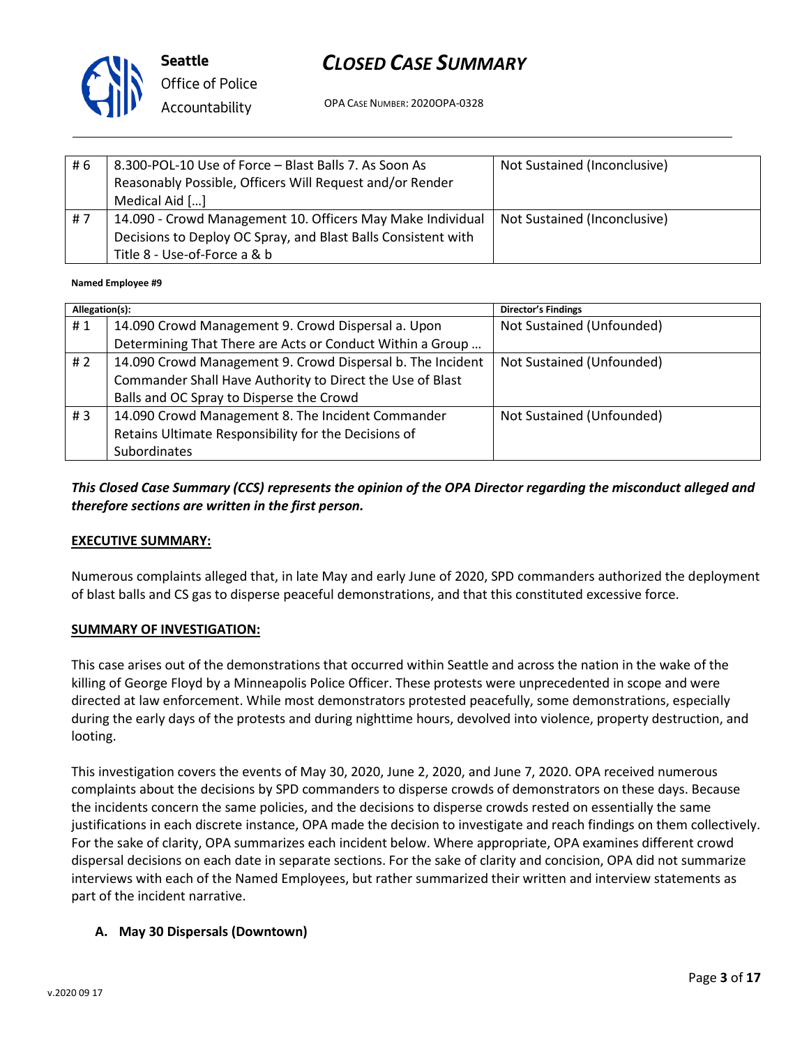| # 6 | 8.300-POL-10 Use of Force – Blast Balls 7. As Soon As Reasonably Possible, Officers Will Request and/or Render Medical Aid […] | Not Sustained (Inconclusive) |
|---|---|---|
| # 7 | 14.090 - Crowd Management 10. Officers May Make Individual Decisions to Deploy OC Spray, and Blast Balls Consistent with Title 8 - Use-of-Force a & b | Not Sustained (Inconclusive) |

**Named Employee #9**

| Allegation(s): | | Director's Findings |
|---|---|---|
| # 1 | 14.090 Crowd Management 9. Crowd Dispersal a. Upon Determining That There are Acts or Conduct Within a Group … | Not Sustained (Unfounded) |
| # 2 | 14.090 Crowd Management 9. Crowd Dispersal b. The Incident Commander Shall Have Authority to Direct the Use of Blast Balls and OC Spray to Disperse the Crowd | Not Sustained (Unfounded) |
| # 3 | 14.090 Crowd Management 8. The Incident Commander Retains Ultimate Responsibility for the Decisions of Subordinates | Not Sustained (Unfounded) |

***This Closed Case Summary (CCS) represents the opinion of the OPA Director regarding the misconduct alleged and therefore sections are written in the first person.***

**EXECUTIVE SUMMARY:**

Numerous complaints alleged that, in late May and early June of 2020, SPD commanders authorized the deployment of blast balls and CS gas to disperse peaceful demonstrations, and that this constituted excessive force.

**SUMMARY OF INVESTIGATION:**

This case arises out of the demonstrations that occurred within Seattle and across the nation in the wake of the killing of George Floyd by a Minneapolis Police Officer. These protests were unprecedented in scope and were directed at law enforcement. While most demonstrators protested peacefully, some demonstrations, especially during the early days of the protests and during nighttime hours, devolved into violence, property destruction, and looting.

This investigation covers the events of May 30, 2020, June 2, 2020, and June 7, 2020. OPA received numerous complaints about the decisions by SPD commanders to disperse crowds of demonstrators on these days. Because the incidents concern the same policies, and the decisions to disperse crowds rested on essentially the same justifications in each discrete instance, OPA made the decision to investigate and reach findings on them collectively. For the sake of clarity, OPA summarizes each incident below. Where appropriate, OPA examines different crowd dispersal decisions on each date in separate sections. For the sake of clarity and concision, OPA did not summarize interviews with each of the Named Employees, but rather summarized their written and interview statements as part of the incident narrative.

**A. May 30 Dispersals (Downtown)**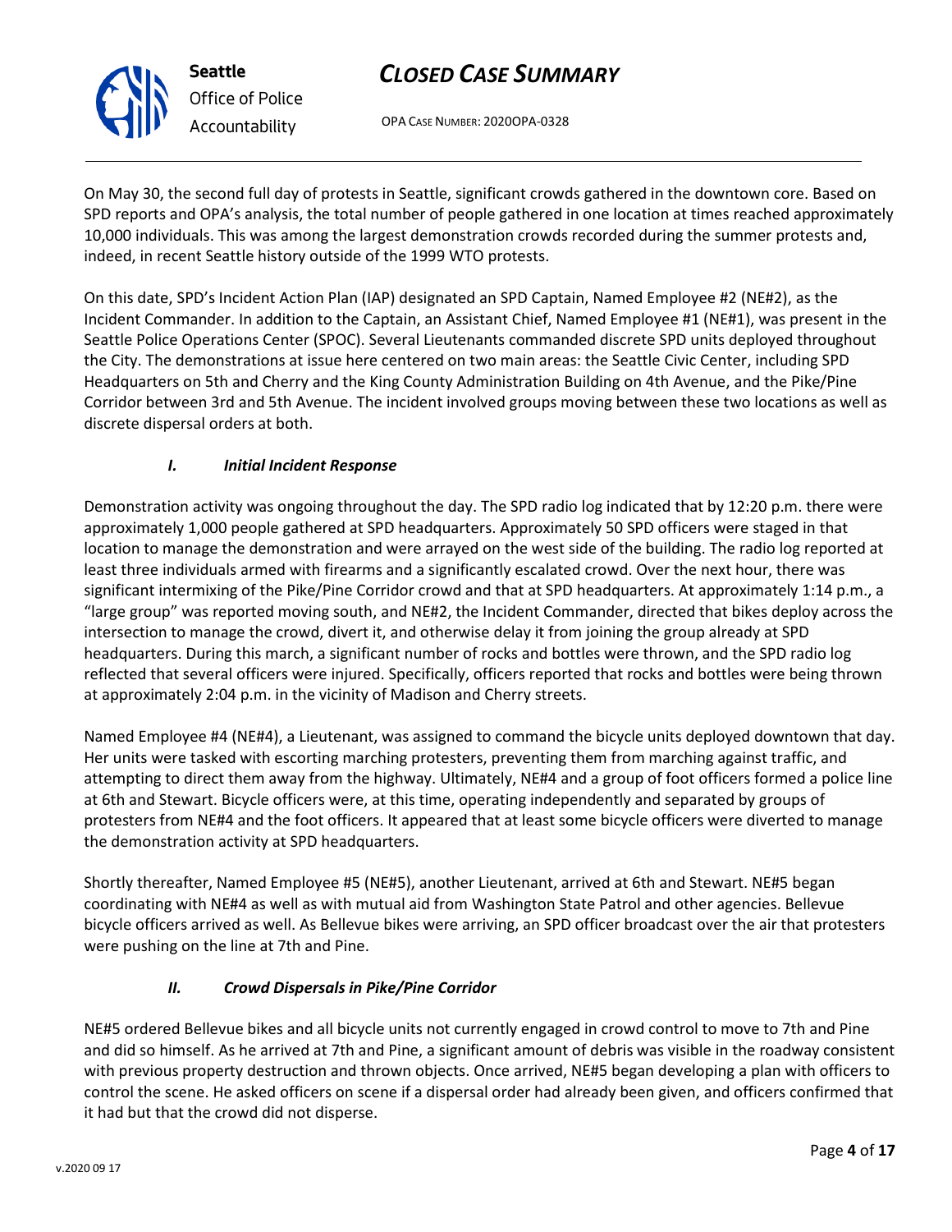On May 30, the second full day of protests in Seattle, significant crowds gathered in the downtown core. Based on SPD reports and OPA's analysis, the total number of people gathered in one location at times reached approximately 10,000 individuals. This was among the largest demonstration crowds recorded during the summer protests and, indeed, in recent Seattle history outside of the 1999 WTO protests.

On this date, SPD's Incident Action Plan (IAP) designated an SPD Captain, Named Employee #2 (NE#2), as the Incident Commander. In addition to the Captain, an Assistant Chief, Named Employee #1 (NE#1), was present in the Seattle Police Operations Center (SPOC). Several Lieutenants commanded discrete SPD units deployed throughout the City. The demonstrations at issue here centered on two main areas: the Seattle Civic Center, including SPD Headquarters on 5th and Cherry and the King County Administration Building on 4th Avenue, and the Pike/Pine Corridor between 3rd and 5th Avenue. The incident involved groups moving between these two locations as well as discrete dispersal orders at both.

### *I. Initial Incident Response*

Demonstration activity was ongoing throughout the day. The SPD radio log indicated that by 12:20 p.m. there were approximately 1,000 people gathered at SPD headquarters. Approximately 50 SPD officers were staged in that location to manage the demonstration and were arrayed on the west side of the building. The radio log reported at least three individuals armed with firearms and a significantly escalated crowd. Over the next hour, there was significant intermixing of the Pike/Pine Corridor crowd and that at SPD headquarters. At approximately 1:14 p.m., a "large group" was reported moving south, and NE#2, the Incident Commander, directed that bikes deploy across the intersection to manage the crowd, divert it, and otherwise delay it from joining the group already at SPD headquarters. During this march, a significant number of rocks and bottles were thrown, and the SPD radio log reflected that several officers were injured. Specifically, officers reported that rocks and bottles were being thrown at approximately 2:04 p.m. in the vicinity of Madison and Cherry streets.

Named Employee #4 (NE#4), a Lieutenant, was assigned to command the bicycle units deployed downtown that day. Her units were tasked with escorting marching protesters, preventing them from marching against traffic, and attempting to direct them away from the highway. Ultimately, NE#4 and a group of foot officers formed a police line at 6th and Stewart. Bicycle officers were, at this time, operating independently and separated by groups of protesters from NE#4 and the foot officers. It appeared that at least some bicycle officers were diverted to manage the demonstration activity at SPD headquarters.

Shortly thereafter, Named Employee #5 (NE#5), another Lieutenant, arrived at 6th and Stewart. NE#5 began coordinating with NE#4 as well as with mutual aid from Washington State Patrol and other agencies. Bellevue bicycle officers arrived as well. As Bellevue bikes were arriving, an SPD officer broadcast over the air that protesters were pushing on the line at 7th and Pine.

### *II. Crowd Dispersals in Pike/Pine Corridor*

NE#5 ordered Bellevue bikes and all bicycle units not currently engaged in crowd control to move to 7th and Pine and did so himself. As he arrived at 7th and Pine, a significant amount of debris was visible in the roadway consistent with previous property destruction and thrown objects. Once arrived, NE#5 began developing a plan with officers to control the scene. He asked officers on scene if a dispersal order had already been given, and officers confirmed that it had but that the crowd did not disperse.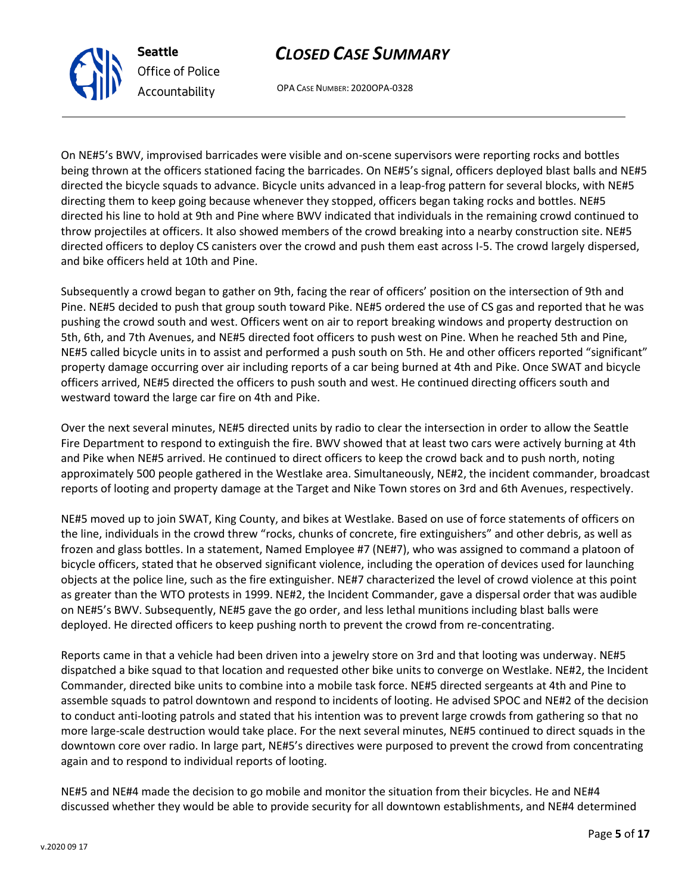On NE#5's BWV, improvised barricades were visible and on-scene supervisors were reporting rocks and bottles being thrown at the officers stationed facing the barricades. On NE#5's signal, officers deployed blast balls and NE#5 directed the bicycle squads to advance. Bicycle units advanced in a leap-frog pattern for several blocks, with NE#5 directing them to keep going because whenever they stopped, officers began taking rocks and bottles. NE#5 directed his line to hold at 9th and Pine where BWV indicated that individuals in the remaining crowd continued to throw projectiles at officers. It also showed members of the crowd breaking into a nearby construction site. NE#5 directed officers to deploy CS canisters over the crowd and push them east across I-5. The crowd largely dispersed, and bike officers held at 10th and Pine.

Subsequently a crowd began to gather on 9th, facing the rear of officers' position on the intersection of 9th and Pine. NE#5 decided to push that group south toward Pike. NE#5 ordered the use of CS gas and reported that he was pushing the crowd south and west. Officers went on air to report breaking windows and property destruction on 5th, 6th, and 7th Avenues, and NE#5 directed foot officers to push west on Pine. When he reached 5th and Pine, NE#5 called bicycle units in to assist and performed a push south on 5th. He and other officers reported "significant" property damage occurring over air including reports of a car being burned at 4th and Pike. Once SWAT and bicycle officers arrived, NE#5 directed the officers to push south and west. He continued directing officers south and westward toward the large car fire on 4th and Pike.

Over the next several minutes, NE#5 directed units by radio to clear the intersection in order to allow the Seattle Fire Department to respond to extinguish the fire. BWV showed that at least two cars were actively burning at 4th and Pike when NE#5 arrived. He continued to direct officers to keep the crowd back and to push north, noting approximately 500 people gathered in the Westlake area. Simultaneously, NE#2, the incident commander, broadcast reports of looting and property damage at the Target and Nike Town stores on 3rd and 6th Avenues, respectively.

NE#5 moved up to join SWAT, King County, and bikes at Westlake. Based on use of force statements of officers on the line, individuals in the crowd threw "rocks, chunks of concrete, fire extinguishers" and other debris, as well as frozen and glass bottles. In a statement, Named Employee #7 (NE#7), who was assigned to command a platoon of bicycle officers, stated that he observed significant violence, including the operation of devices used for launching objects at the police line, such as the fire extinguisher. NE#7 characterized the level of crowd violence at this point as greater than the WTO protests in 1999. NE#2, the Incident Commander, gave a dispersal order that was audible on NE#5's BWV. Subsequently, NE#5 gave the go order, and less lethal munitions including blast balls were deployed. He directed officers to keep pushing north to prevent the crowd from re-concentrating.

Reports came in that a vehicle had been driven into a jewelry store on 3rd and that looting was underway. NE#5 dispatched a bike squad to that location and requested other bike units to converge on Westlake. NE#2, the Incident Commander, directed bike units to combine into a mobile task force. NE#5 directed sergeants at 4th and Pine to assemble squads to patrol downtown and respond to incidents of looting. He advised SPOC and NE#2 of the decision to conduct anti-looting patrols and stated that his intention was to prevent large crowds from gathering so that no more large-scale destruction would take place. For the next several minutes, NE#5 continued to direct squads in the downtown core over radio. In large part, NE#5's directives were purposed to prevent the crowd from concentrating again and to respond to individual reports of looting.

NE#5 and NE#4 made the decision to go mobile and monitor the situation from their bicycles. He and NE#4 discussed whether they would be able to provide security for all downtown establishments, and NE#4 determined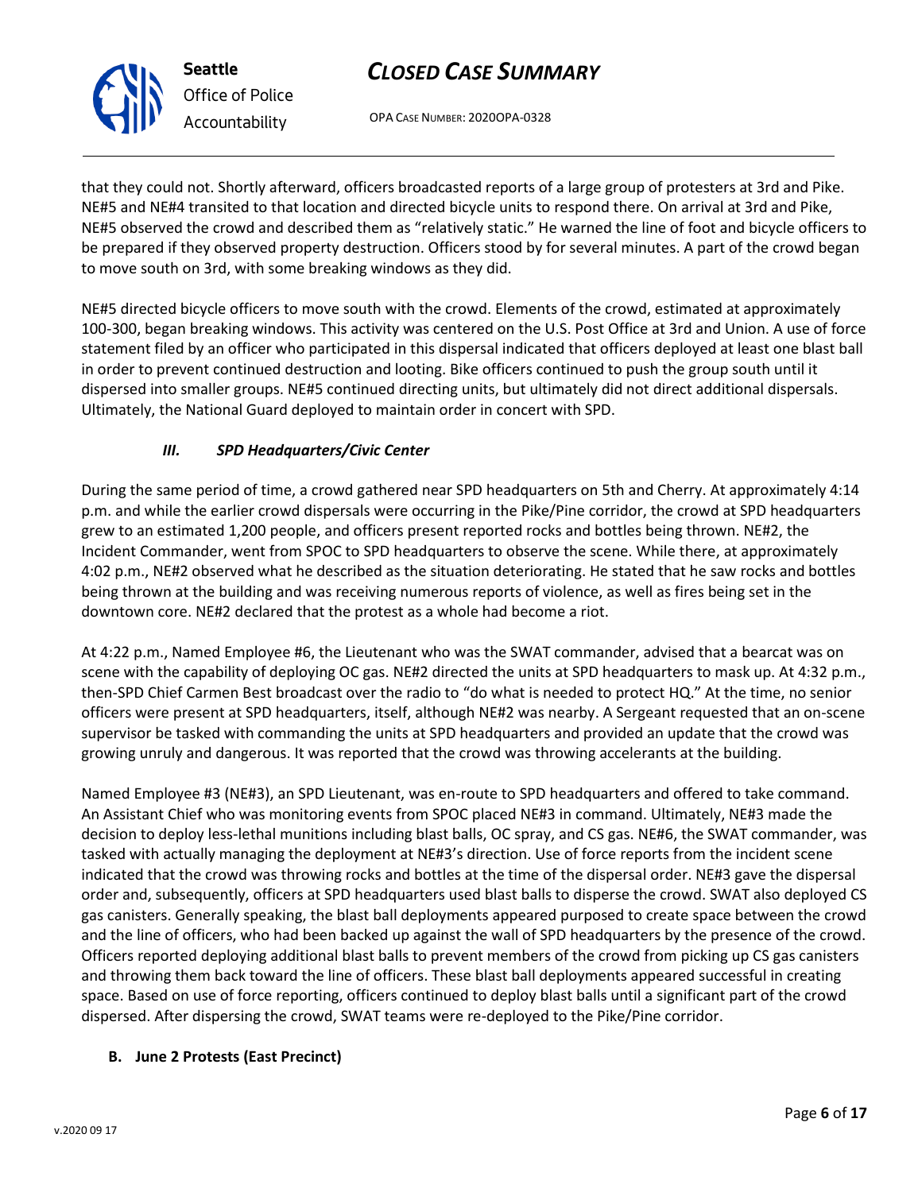that they could not. Shortly afterward, officers broadcasted reports of a large group of protesters at 3rd and Pike. NE#5 and NE#4 transited to that location and directed bicycle units to respond there. On arrival at 3rd and Pike, NE#5 observed the crowd and described them as "relatively static." He warned the line of foot and bicycle officers to be prepared if they observed property destruction. Officers stood by for several minutes. A part of the crowd began to move south on 3rd, with some breaking windows as they did.

NE#5 directed bicycle officers to move south with the crowd. Elements of the crowd, estimated at approximately 100-300, began breaking windows. This activity was centered on the U.S. Post Office at 3rd and Union. A use of force statement filed by an officer who participated in this dispersal indicated that officers deployed at least one blast ball in order to prevent continued destruction and looting. Bike officers continued to push the group south until it dispersed into smaller groups. NE#5 continued directing units, but ultimately did not direct additional dispersals. Ultimately, the National Guard deployed to maintain order in concert with SPD.

### *III. SPD Headquarters/Civic Center*

During the same period of time, a crowd gathered near SPD headquarters on 5th and Cherry. At approximately 4:14 p.m. and while the earlier crowd dispersals were occurring in the Pike/Pine corridor, the crowd at SPD headquarters grew to an estimated 1,200 people, and officers present reported rocks and bottles being thrown. NE#2, the Incident Commander, went from SPOC to SPD headquarters to observe the scene. While there, at approximately 4:02 p.m., NE#2 observed what he described as the situation deteriorating. He stated that he saw rocks and bottles being thrown at the building and was receiving numerous reports of violence, as well as fires being set in the downtown core. NE#2 declared that the protest as a whole had become a riot.

At 4:22 p.m., Named Employee #6, the Lieutenant who was the SWAT commander, advised that a bearcat was on scene with the capability of deploying OC gas. NE#2 directed the units at SPD headquarters to mask up. At 4:32 p.m., then-SPD Chief Carmen Best broadcast over the radio to "do what is needed to protect HQ." At the time, no senior officers were present at SPD headquarters, itself, although NE#2 was nearby. A Sergeant requested that an on-scene supervisor be tasked with commanding the units at SPD headquarters and provided an update that the crowd was growing unruly and dangerous. It was reported that the crowd was throwing accelerants at the building.

Named Employee #3 (NE#3), an SPD Lieutenant, was en-route to SPD headquarters and offered to take command. An Assistant Chief who was monitoring events from SPOC placed NE#3 in command. Ultimately, NE#3 made the decision to deploy less-lethal munitions including blast balls, OC spray, and CS gas. NE#6, the SWAT commander, was tasked with actually managing the deployment at NE#3's direction. Use of force reports from the incident scene indicated that the crowd was throwing rocks and bottles at the time of the dispersal order. NE#3 gave the dispersal order and, subsequently, officers at SPD headquarters used blast balls to disperse the crowd. SWAT also deployed CS gas canisters. Generally speaking, the blast ball deployments appeared purposed to create space between the crowd and the line of officers, who had been backed up against the wall of SPD headquarters by the presence of the crowd. Officers reported deploying additional blast balls to prevent members of the crowd from picking up CS gas canisters and throwing them back toward the line of officers. These blast ball deployments appeared successful in creating space. Based on use of force reporting, officers continued to deploy blast balls until a significant part of the crowd dispersed. After dispersing the crowd, SWAT teams were re-deployed to the Pike/Pine corridor.

**B. June 2 Protests (East Precinct)**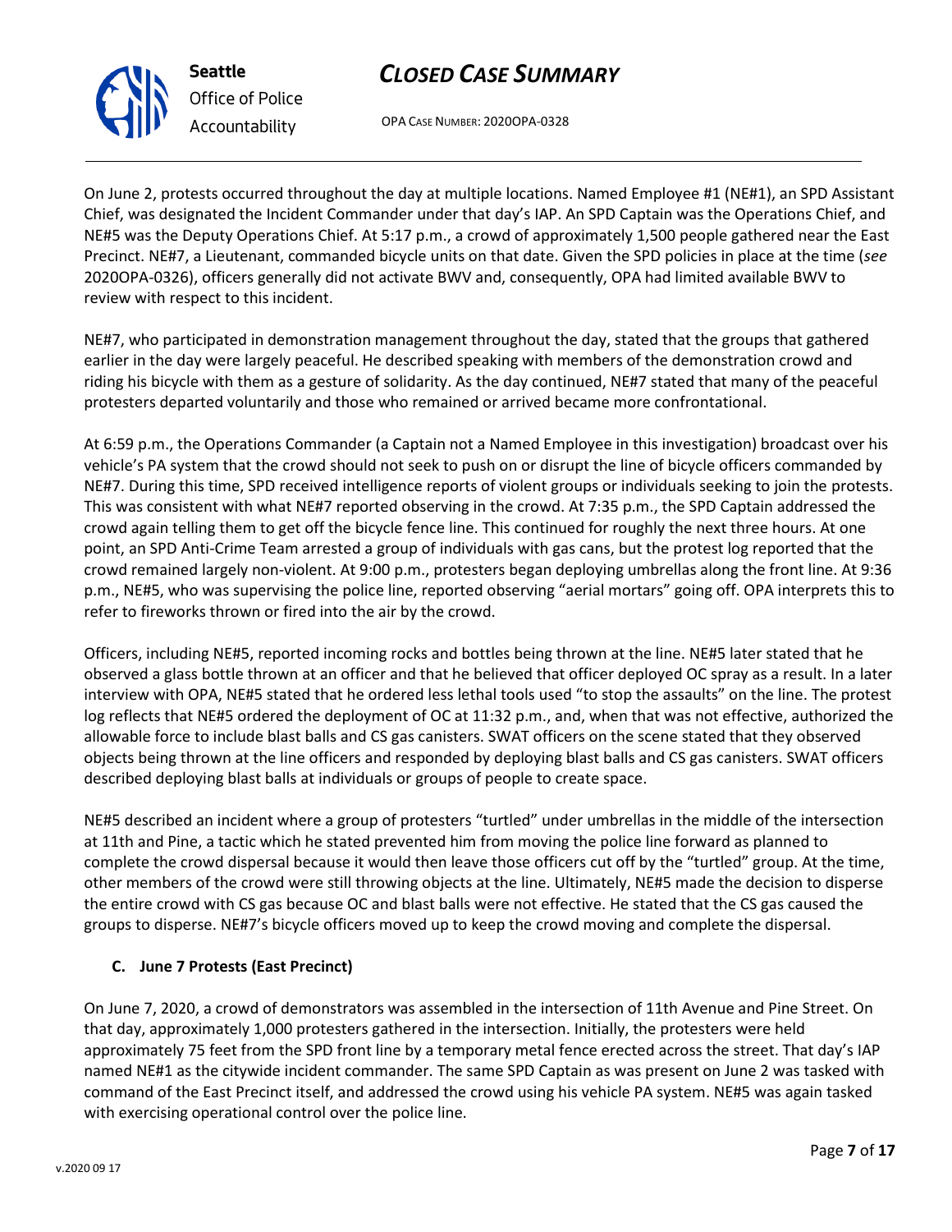On June 2, protests occurred throughout the day at multiple locations. Named Employee #1 (NE#1), an SPD Assistant Chief, was designated the Incident Commander under that day's IAP. An SPD Captain was the Operations Chief, and NE#5 was the Deputy Operations Chief. At 5:17 p.m., a crowd of approximately 1,500 people gathered near the East Precinct. NE#7, a Lieutenant, commanded bicycle units on that date. Given the SPD policies in place at the time (*see* 2020OPA-0326), officers generally did not activate BWV and, consequently, OPA had limited available BWV to review with respect to this incident.

NE#7, who participated in demonstration management throughout the day, stated that the groups that gathered earlier in the day were largely peaceful. He described speaking with members of the demonstration crowd and riding his bicycle with them as a gesture of solidarity. As the day continued, NE#7 stated that many of the peaceful protesters departed voluntarily and those who remained or arrived became more confrontational.

At 6:59 p.m., the Operations Commander (a Captain not a Named Employee in this investigation) broadcast over his vehicle's PA system that the crowd should not seek to push on or disrupt the line of bicycle officers commanded by NE#7. During this time, SPD received intelligence reports of violent groups or individuals seeking to join the protests. This was consistent with what NE#7 reported observing in the crowd. At 7:35 p.m., the SPD Captain addressed the crowd again telling them to get off the bicycle fence line. This continued for roughly the next three hours. At one point, an SPD Anti-Crime Team arrested a group of individuals with gas cans, but the protest log reported that the crowd remained largely non-violent. At 9:00 p.m., protesters began deploying umbrellas along the front line. At 9:36 p.m., NE#5, who was supervising the police line, reported observing "aerial mortars" going off. OPA interprets this to refer to fireworks thrown or fired into the air by the crowd.

Officers, including NE#5, reported incoming rocks and bottles being thrown at the line. NE#5 later stated that he observed a glass bottle thrown at an officer and that he believed that officer deployed OC spray as a result. In a later interview with OPA, NE#5 stated that he ordered less lethal tools used "to stop the assaults" on the line. The protest log reflects that NE#5 ordered the deployment of OC at 11:32 p.m., and, when that was not effective, authorized the allowable force to include blast balls and CS gas canisters. SWAT officers on the scene stated that they observed objects being thrown at the line officers and responded by deploying blast balls and CS gas canisters. SWAT officers described deploying blast balls at individuals or groups of people to create space.

NE#5 described an incident where a group of protesters "turtled" under umbrellas in the middle of the intersection at 11th and Pine, a tactic which he stated prevented him from moving the police line forward as planned to complete the crowd dispersal because it would then leave those officers cut off by the "turtled" group. At the time, other members of the crowd were still throwing objects at the line. Ultimately, NE#5 made the decision to disperse the entire crowd with CS gas because OC and blast balls were not effective. He stated that the CS gas caused the groups to disperse. NE#7's bicycle officers moved up to keep the crowd moving and complete the dispersal.

### C. June 7 Protests (East Precinct)

On June 7, 2020, a crowd of demonstrators was assembled in the intersection of 11th Avenue and Pine Street. On that day, approximately 1,000 protesters gathered in the intersection. Initially, the protesters were held approximately 75 feet from the SPD front line by a temporary metal fence erected across the street. That day's IAP named NE#1 as the citywide incident commander. The same SPD Captain as was present on June 2 was tasked with command of the East Precinct itself, and addressed the crowd using his vehicle PA system. NE#5 was again tasked with exercising operational control over the police line.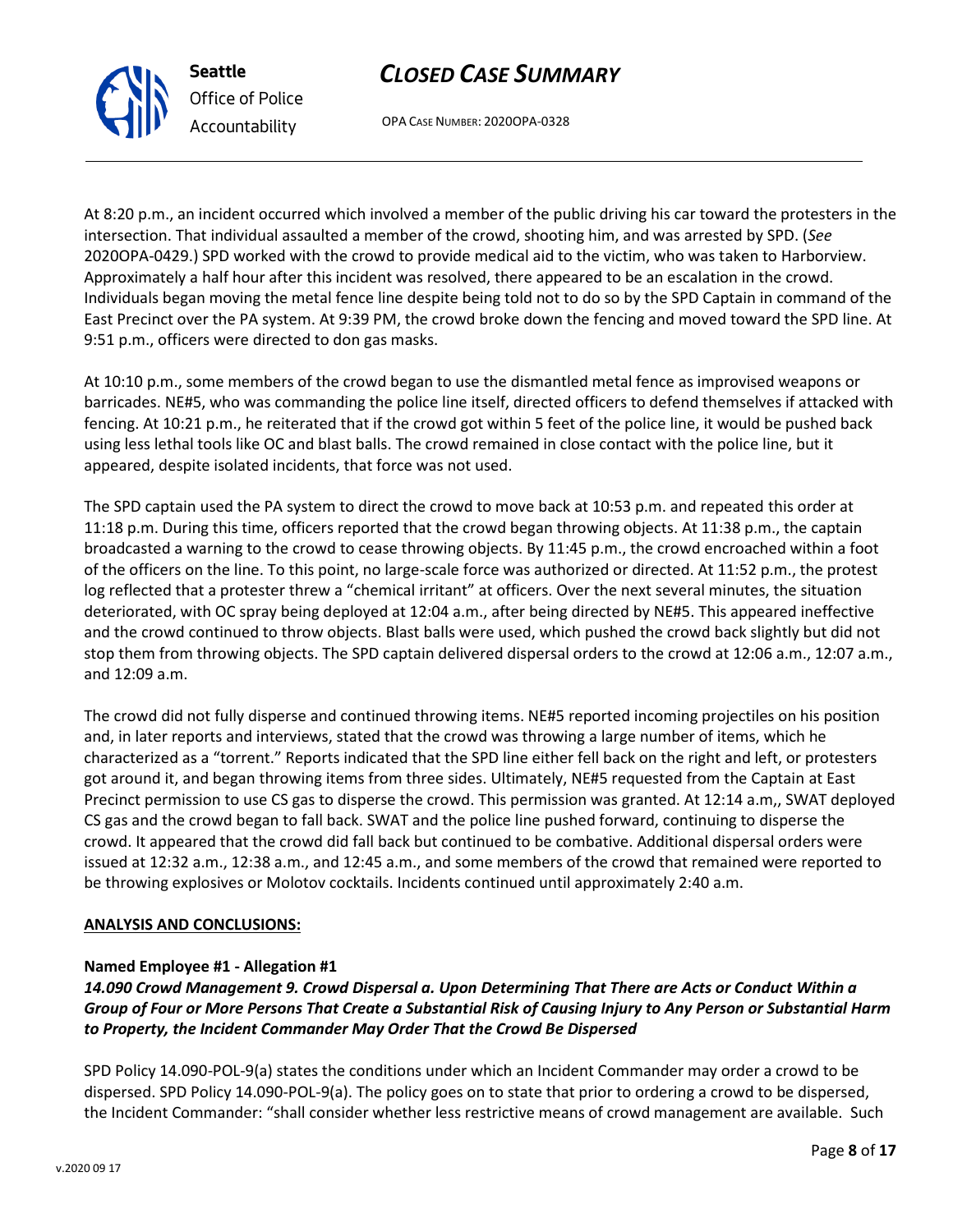At 8:20 p.m., an incident occurred which involved a member of the public driving his car toward the protesters in the intersection. That individual assaulted a member of the crowd, shooting him, and was arrested by SPD. (*See* 2020OPA-0429.) SPD worked with the crowd to provide medical aid to the victim, who was taken to Harborview. Approximately a half hour after this incident was resolved, there appeared to be an escalation in the crowd. Individuals began moving the metal fence line despite being told not to do so by the SPD Captain in command of the East Precinct over the PA system. At 9:39 PM, the crowd broke down the fencing and moved toward the SPD line. At 9:51 p.m., officers were directed to don gas masks.

At 10:10 p.m., some members of the crowd began to use the dismantled metal fence as improvised weapons or barricades. NE#5, who was commanding the police line itself, directed officers to defend themselves if attacked with fencing. At 10:21 p.m., he reiterated that if the crowd got within 5 feet of the police line, it would be pushed back using less lethal tools like OC and blast balls. The crowd remained in close contact with the police line, but it appeared, despite isolated incidents, that force was not used.

The SPD captain used the PA system to direct the crowd to move back at 10:53 p.m. and repeated this order at 11:18 p.m. During this time, officers reported that the crowd began throwing objects. At 11:38 p.m., the captain broadcasted a warning to the crowd to cease throwing objects. By 11:45 p.m., the crowd encroached within a foot of the officers on the line. To this point, no large-scale force was authorized or directed. At 11:52 p.m., the protest log reflected that a protester threw a "chemical irritant" at officers. Over the next several minutes, the situation deteriorated, with OC spray being deployed at 12:04 a.m., after being directed by NE#5. This appeared ineffective and the crowd continued to throw objects. Blast balls were used, which pushed the crowd back slightly but did not stop them from throwing objects. The SPD captain delivered dispersal orders to the crowd at 12:06 a.m., 12:07 a.m., and 12:09 a.m.

The crowd did not fully disperse and continued throwing items. NE#5 reported incoming projectiles on his position and, in later reports and interviews, stated that the crowd was throwing a large number of items, which he characterized as a "torrent." Reports indicated that the SPD line either fell back on the right and left, or protesters got around it, and began throwing items from three sides. Ultimately, NE#5 requested from the Captain at East Precinct permission to use CS gas to disperse the crowd. This permission was granted. At 12:14 a.m,, SWAT deployed CS gas and the crowd began to fall back. SWAT and the police line pushed forward, continuing to disperse the crowd. It appeared that the crowd did fall back but continued to be combative. Additional dispersal orders were issued at 12:32 a.m., 12:38 a.m., and 12:45 a.m., and some members of the crowd that remained were reported to be throwing explosives or Molotov cocktails. Incidents continued until approximately 2:40 a.m.

**ANALYSIS AND CONCLUSIONS:**

**Named Employee #1 - Allegation #1**
***14.090 Crowd Management 9. Crowd Dispersal a. Upon Determining That There are Acts or Conduct Within a Group of Four or More Persons That Create a Substantial Risk of Causing Injury to Any Person or Substantial Harm to Property, the Incident Commander May Order That the Crowd Be Dispersed***

SPD Policy 14.090-POL-9(a) states the conditions under which an Incident Commander may order a crowd to be dispersed. SPD Policy 14.090-POL-9(a). The policy goes on to state that prior to ordering a crowd to be dispersed, the Incident Commander: "shall consider whether less restrictive means of crowd management are available. Such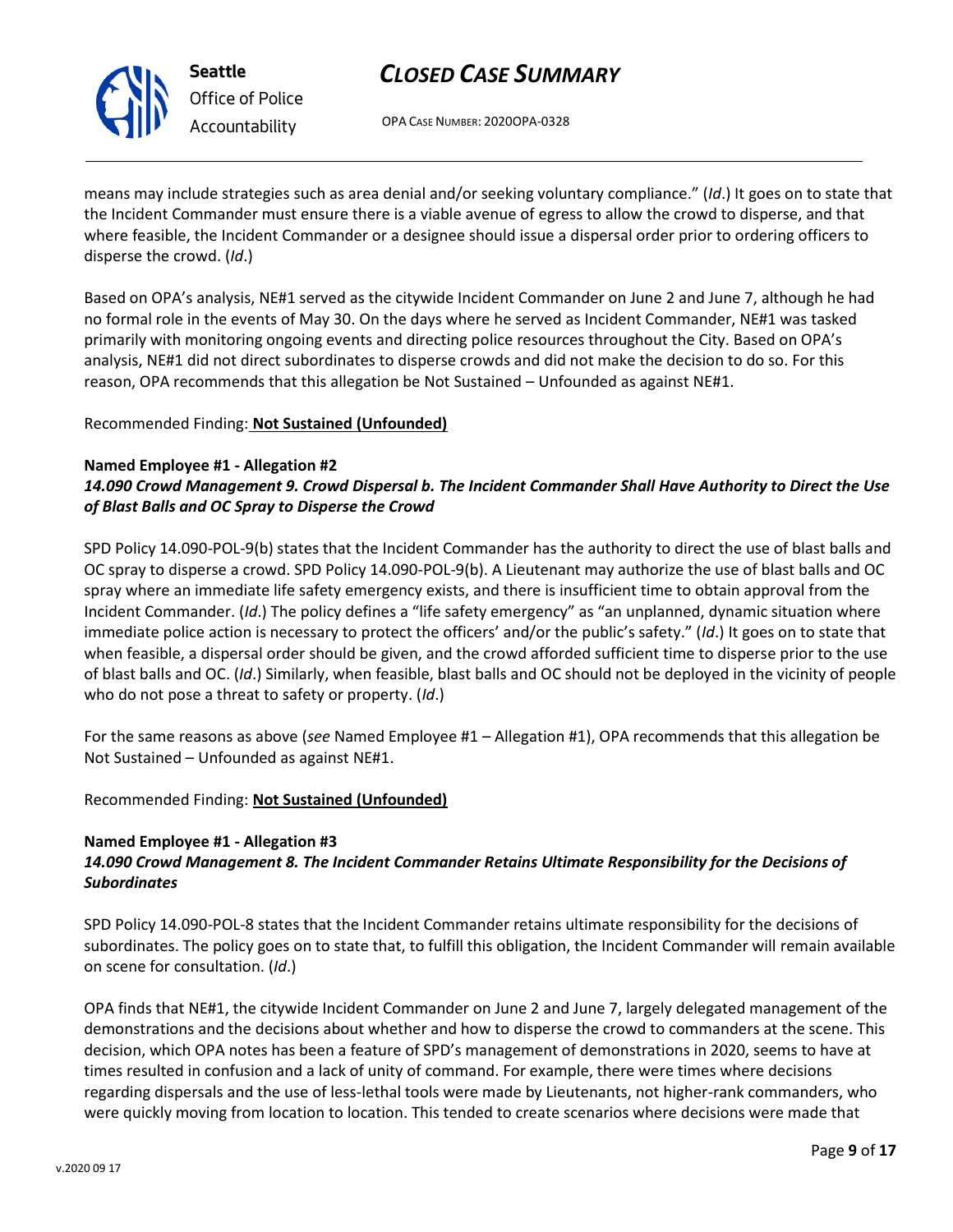means may include strategies such as area denial and/or seeking voluntary compliance." (*Id*.) It goes on to state that the Incident Commander must ensure there is a viable avenue of egress to allow the crowd to disperse, and that where feasible, the Incident Commander or a designee should issue a dispersal order prior to ordering officers to disperse the crowd. (*Id*.)

Based on OPA's analysis, NE#1 served as the citywide Incident Commander on June 2 and June 7, although he had no formal role in the events of May 30. On the days where he served as Incident Commander, NE#1 was tasked primarily with monitoring ongoing events and directing police resources throughout the City. Based on OPA's analysis, NE#1 did not direct subordinates to disperse crowds and did not make the decision to do so. For this reason, OPA recommends that this allegation be Not Sustained – Unfounded as against NE#1.

Recommended Finding: **Not Sustained (Unfounded)**

**Named Employee #1 - Allegation #2**
***14.090 Crowd Management 9. Crowd Dispersal b. The Incident Commander Shall Have Authority to Direct the Use of Blast Balls and OC Spray to Disperse the Crowd***

SPD Policy 14.090-POL-9(b) states that the Incident Commander has the authority to direct the use of blast balls and OC spray to disperse a crowd. SPD Policy 14.090-POL-9(b). A Lieutenant may authorize the use of blast balls and OC spray where an immediate life safety emergency exists, and there is insufficient time to obtain approval from the Incident Commander. (*Id*.) The policy defines a "life safety emergency" as "an unplanned, dynamic situation where immediate police action is necessary to protect the officers' and/or the public's safety." (*Id*.) It goes on to state that when feasible, a dispersal order should be given, and the crowd afforded sufficient time to disperse prior to the use of blast balls and OC. (*Id*.) Similarly, when feasible, blast balls and OC should not be deployed in the vicinity of people who do not pose a threat to safety or property. (*Id*.)

For the same reasons as above (*see* Named Employee #1 – Allegation #1), OPA recommends that this allegation be Not Sustained – Unfounded as against NE#1.

Recommended Finding: **Not Sustained (Unfounded)**

**Named Employee #1 - Allegation #3**
***14.090 Crowd Management 8. The Incident Commander Retains Ultimate Responsibility for the Decisions of Subordinates***

SPD Policy 14.090-POL-8 states that the Incident Commander retains ultimate responsibility for the decisions of subordinates. The policy goes on to state that, to fulfill this obligation, the Incident Commander will remain available on scene for consultation. (*Id*.)

OPA finds that NE#1, the citywide Incident Commander on June 2 and June 7, largely delegated management of the demonstrations and the decisions about whether and how to disperse the crowd to commanders at the scene. This decision, which OPA notes has been a feature of SPD's management of demonstrations in 2020, seems to have at times resulted in confusion and a lack of unity of command. For example, there were times where decisions regarding dispersals and the use of less-lethal tools were made by Lieutenants, not higher-rank commanders, who were quickly moving from location to location. This tended to create scenarios where decisions were made that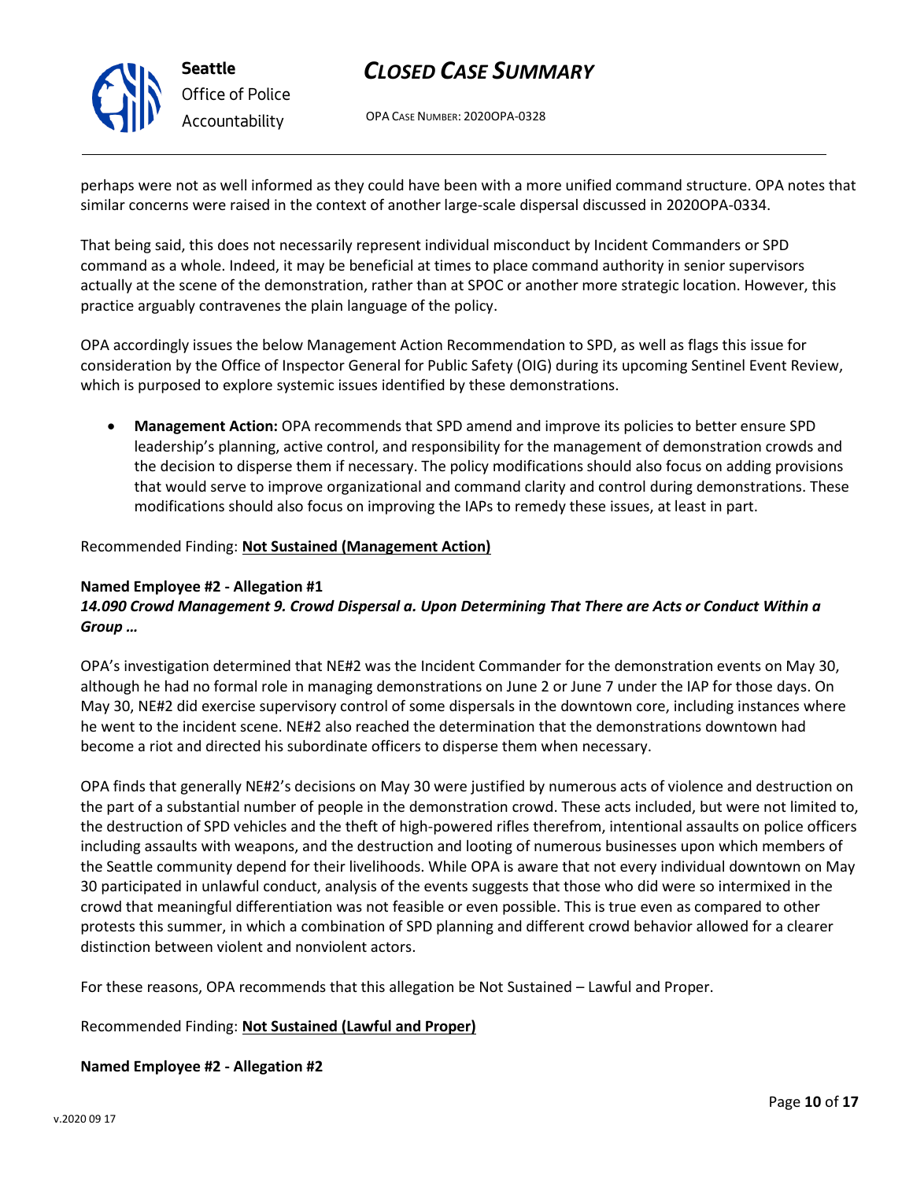perhaps were not as well informed as they could have been with a more unified command structure. OPA notes that similar concerns were raised in the context of another large-scale dispersal discussed in 2020OPA-0334.

That being said, this does not necessarily represent individual misconduct by Incident Commanders or SPD command as a whole. Indeed, it may be beneficial at times to place command authority in senior supervisors actually at the scene of the demonstration, rather than at SPOC or another more strategic location. However, this practice arguably contravenes the plain language of the policy.

OPA accordingly issues the below Management Action Recommendation to SPD, as well as flags this issue for consideration by the Office of Inspector General for Public Safety (OIG) during its upcoming Sentinel Event Review, which is purposed to explore systemic issues identified by these demonstrations.

- **Management Action:** OPA recommends that SPD amend and improve its policies to better ensure SPD leadership's planning, active control, and responsibility for the management of demonstration crowds and the decision to disperse them if necessary. The policy modifications should also focus on adding provisions that would serve to improve organizational and command clarity and control during demonstrations. These modifications should also focus on improving the IAPs to remedy these issues, at least in part.

Recommended Finding: **Not Sustained (Management Action)**

**Named Employee #2 - Allegation #1**
***14.090 Crowd Management 9. Crowd Dispersal a. Upon Determining That There are Acts or Conduct Within a Group …***

OPA's investigation determined that NE#2 was the Incident Commander for the demonstration events on May 30, although he had no formal role in managing demonstrations on June 2 or June 7 under the IAP for those days. On May 30, NE#2 did exercise supervisory control of some dispersals in the downtown core, including instances where he went to the incident scene. NE#2 also reached the determination that the demonstrations downtown had become a riot and directed his subordinate officers to disperse them when necessary.

OPA finds that generally NE#2's decisions on May 30 were justified by numerous acts of violence and destruction on the part of a substantial number of people in the demonstration crowd. These acts included, but were not limited to, the destruction of SPD vehicles and the theft of high-powered rifles therefrom, intentional assaults on police officers including assaults with weapons, and the destruction and looting of numerous businesses upon which members of the Seattle community depend for their livelihoods. While OPA is aware that not every individual downtown on May 30 participated in unlawful conduct, analysis of the events suggests that those who did were so intermixed in the crowd that meaningful differentiation was not feasible or even possible. This is true even as compared to other protests this summer, in which a combination of SPD planning and different crowd behavior allowed for a clearer distinction between violent and nonviolent actors.

For these reasons, OPA recommends that this allegation be Not Sustained – Lawful and Proper.

Recommended Finding: **Not Sustained (Lawful and Proper)**

**Named Employee #2 - Allegation #2**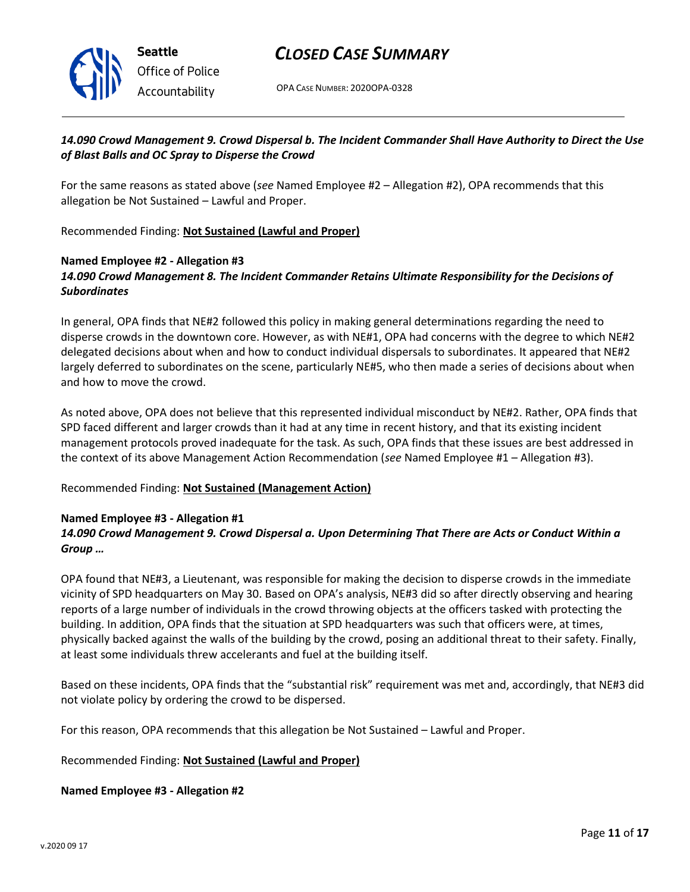***14.090 Crowd Management 9. Crowd Dispersal b. The Incident Commander Shall Have Authority to Direct the Use of Blast Balls and OC Spray to Disperse the Crowd***

For the same reasons as stated above (*see* Named Employee #2 – Allegation #2), OPA recommends that this allegation be Not Sustained – Lawful and Proper.

Recommended Finding: **Not Sustained (Lawful and Proper)**

**Named Employee #2 - Allegation #3**
***14.090 Crowd Management 8. The Incident Commander Retains Ultimate Responsibility for the Decisions of Subordinates***

In general, OPA finds that NE#2 followed this policy in making general determinations regarding the need to disperse crowds in the downtown core. However, as with NE#1, OPA had concerns with the degree to which NE#2 delegated decisions about when and how to conduct individual dispersals to subordinates. It appeared that NE#2 largely deferred to subordinates on the scene, particularly NE#5, who then made a series of decisions about when and how to move the crowd.

As noted above, OPA does not believe that this represented individual misconduct by NE#2. Rather, OPA finds that SPD faced different and larger crowds than it had at any time in recent history, and that its existing incident management protocols proved inadequate for the task. As such, OPA finds that these issues are best addressed in the context of its above Management Action Recommendation (*see* Named Employee #1 – Allegation #3).

Recommended Finding: **Not Sustained (Management Action)**

**Named Employee #3 - Allegation #1**
***14.090 Crowd Management 9. Crowd Dispersal a. Upon Determining That There are Acts or Conduct Within a Group …***

OPA found that NE#3, a Lieutenant, was responsible for making the decision to disperse crowds in the immediate vicinity of SPD headquarters on May 30. Based on OPA's analysis, NE#3 did so after directly observing and hearing reports of a large number of individuals in the crowd throwing objects at the officers tasked with protecting the building. In addition, OPA finds that the situation at SPD headquarters was such that officers were, at times, physically backed against the walls of the building by the crowd, posing an additional threat to their safety. Finally, at least some individuals threw accelerants and fuel at the building itself.

Based on these incidents, OPA finds that the "substantial risk" requirement was met and, accordingly, that NE#3 did not violate policy by ordering the crowd to be dispersed.

For this reason, OPA recommends that this allegation be Not Sustained – Lawful and Proper.

Recommended Finding: **Not Sustained (Lawful and Proper)**

**Named Employee #3 - Allegation #2**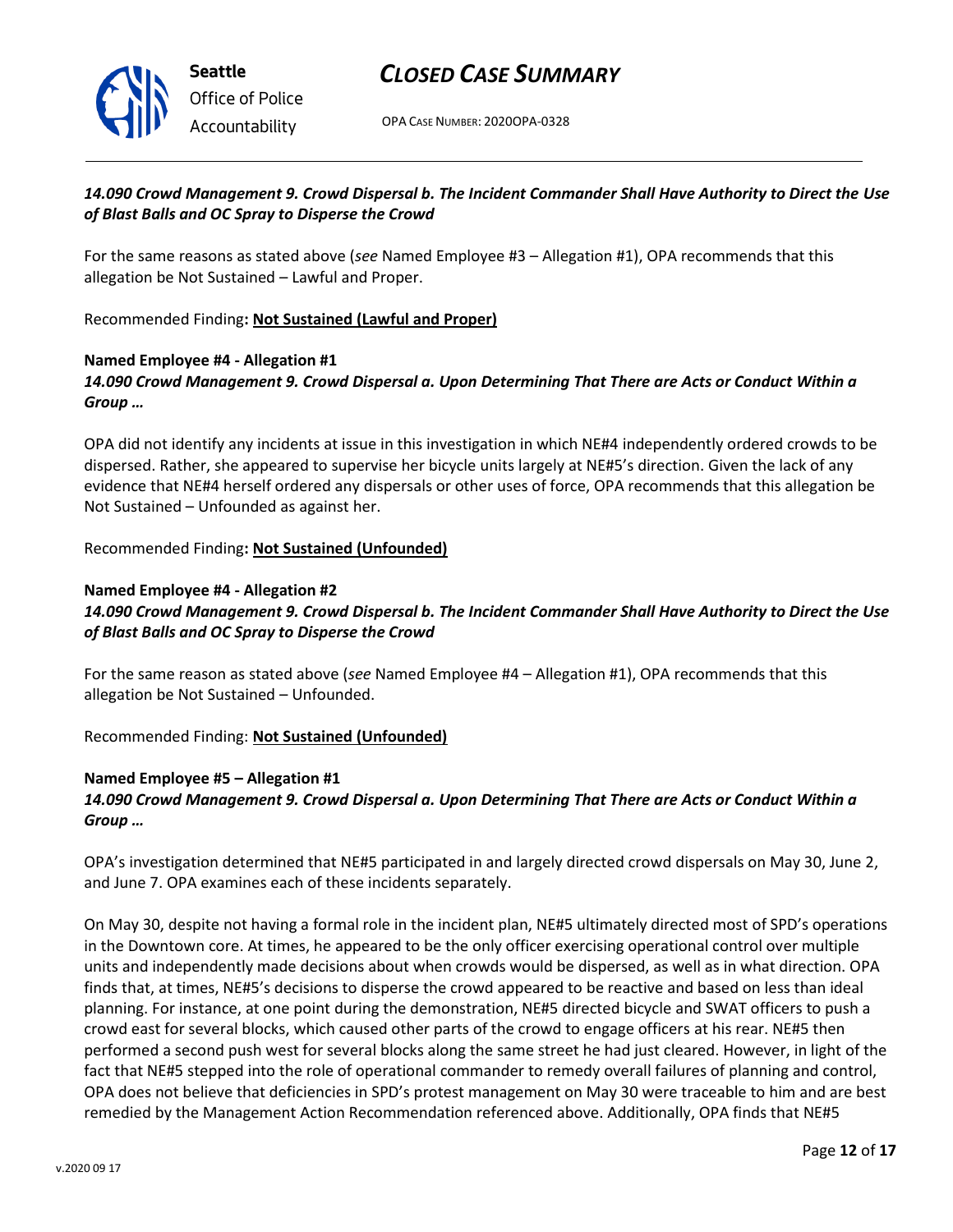***14.090 Crowd Management 9. Crowd Dispersal b. The Incident Commander Shall Have Authority to Direct the Use of Blast Balls and OC Spray to Disperse the Crowd***

For the same reasons as stated above (*see* Named Employee #3 – Allegation #1), OPA recommends that this allegation be Not Sustained – Lawful and Proper.

Recommended Finding**: <u>Not Sustained (Lawful and Proper)</u>**

**Named Employee #4 - Allegation #1**
***14.090 Crowd Management 9. Crowd Dispersal a. Upon Determining That There are Acts or Conduct Within a Group …***

OPA did not identify any incidents at issue in this investigation in which NE#4 independently ordered crowds to be dispersed. Rather, she appeared to supervise her bicycle units largely at NE#5's direction. Given the lack of any evidence that NE#4 herself ordered any dispersals or other uses of force, OPA recommends that this allegation be Not Sustained – Unfounded as against her.

Recommended Finding**: <u>Not Sustained (Unfounded)</u>**

**Named Employee #4 - Allegation #2**
***14.090 Crowd Management 9. Crowd Dispersal b. The Incident Commander Shall Have Authority to Direct the Use of Blast Balls and OC Spray to Disperse the Crowd***

For the same reason as stated above (*see* Named Employee #4 – Allegation #1), OPA recommends that this allegation be Not Sustained – Unfounded.

Recommended Finding: **<u>Not Sustained (Unfounded)</u>**

**Named Employee #5 – Allegation #1**
***14.090 Crowd Management 9. Crowd Dispersal a. Upon Determining That There are Acts or Conduct Within a Group …***

OPA's investigation determined that NE#5 participated in and largely directed crowd dispersals on May 30, June 2, and June 7. OPA examines each of these incidents separately.

On May 30, despite not having a formal role in the incident plan, NE#5 ultimately directed most of SPD's operations in the Downtown core. At times, he appeared to be the only officer exercising operational control over multiple units and independently made decisions about when crowds would be dispersed, as well as in what direction. OPA finds that, at times, NE#5's decisions to disperse the crowd appeared to be reactive and based on less than ideal planning. For instance, at one point during the demonstration, NE#5 directed bicycle and SWAT officers to push a crowd east for several blocks, which caused other parts of the crowd to engage officers at his rear. NE#5 then performed a second push west for several blocks along the same street he had just cleared. However, in light of the fact that NE#5 stepped into the role of operational commander to remedy overall failures of planning and control, OPA does not believe that deficiencies in SPD's protest management on May 30 were traceable to him and are best remedied by the Management Action Recommendation referenced above. Additionally, OPA finds that NE#5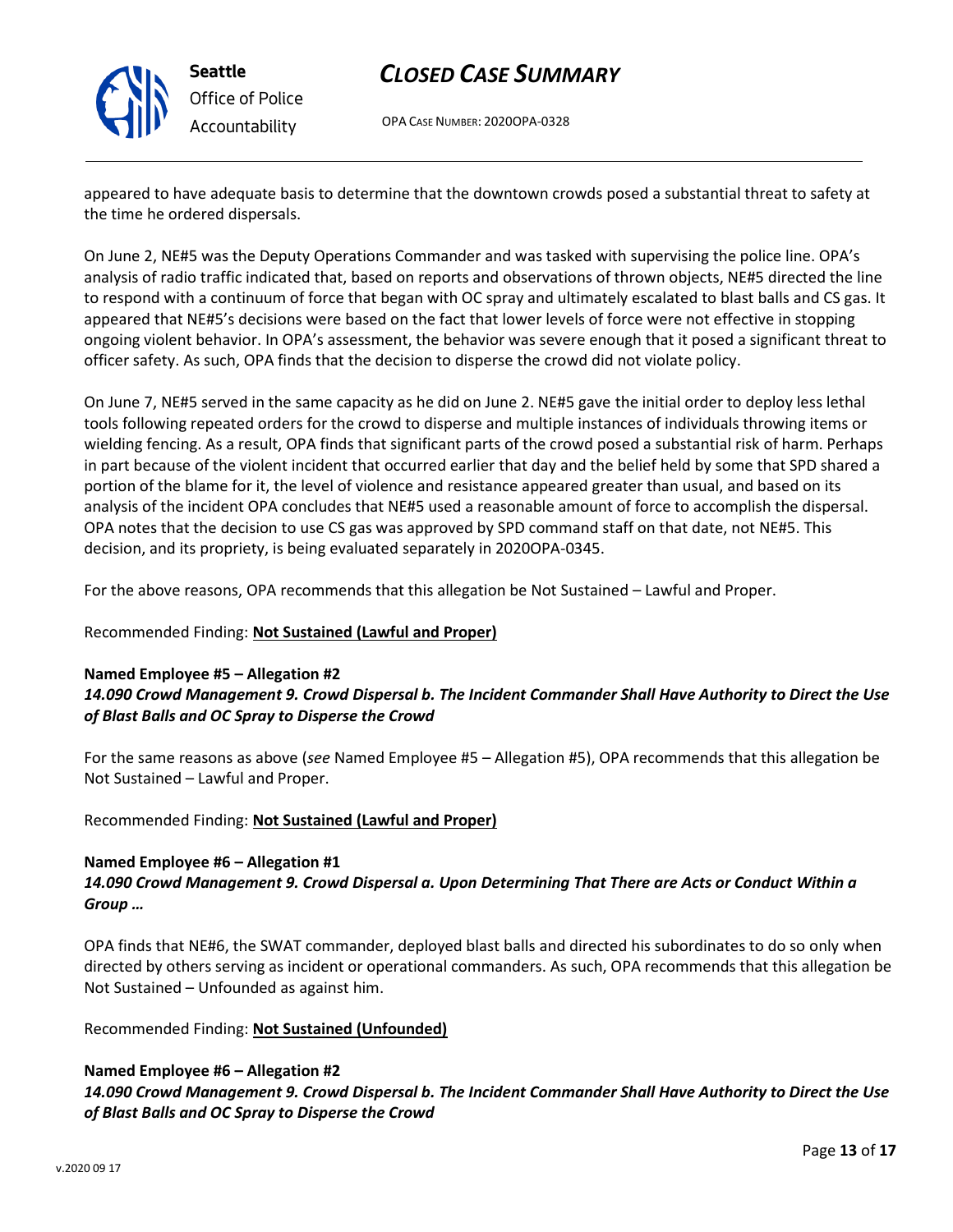appeared to have adequate basis to determine that the downtown crowds posed a substantial threat to safety at the time he ordered dispersals.

On June 2, NE#5 was the Deputy Operations Commander and was tasked with supervising the police line. OPA's analysis of radio traffic indicated that, based on reports and observations of thrown objects, NE#5 directed the line to respond with a continuum of force that began with OC spray and ultimately escalated to blast balls and CS gas. It appeared that NE#5's decisions were based on the fact that lower levels of force were not effective in stopping ongoing violent behavior. In OPA's assessment, the behavior was severe enough that it posed a significant threat to officer safety. As such, OPA finds that the decision to disperse the crowd did not violate policy.

On June 7, NE#5 served in the same capacity as he did on June 2. NE#5 gave the initial order to deploy less lethal tools following repeated orders for the crowd to disperse and multiple instances of individuals throwing items or wielding fencing. As a result, OPA finds that significant parts of the crowd posed a substantial risk of harm. Perhaps in part because of the violent incident that occurred earlier that day and the belief held by some that SPD shared a portion of the blame for it, the level of violence and resistance appeared greater than usual, and based on its analysis of the incident OPA concludes that NE#5 used a reasonable amount of force to accomplish the dispersal. OPA notes that the decision to use CS gas was approved by SPD command staff on that date, not NE#5. This decision, and its propriety, is being evaluated separately in 2020OPA-0345.

For the above reasons, OPA recommends that this allegation be Not Sustained – Lawful and Proper.

Recommended Finding: **Not Sustained (Lawful and Proper)**

**Named Employee #5 – Allegation #2**
***14.090 Crowd Management 9. Crowd Dispersal b. The Incident Commander Shall Have Authority to Direct the Use of Blast Balls and OC Spray to Disperse the Crowd***

For the same reasons as above (*see* Named Employee #5 – Allegation #5), OPA recommends that this allegation be Not Sustained – Lawful and Proper.

Recommended Finding: **Not Sustained (Lawful and Proper)**

**Named Employee #6 – Allegation #1**
***14.090 Crowd Management 9. Crowd Dispersal a. Upon Determining That There are Acts or Conduct Within a Group …***

OPA finds that NE#6, the SWAT commander, deployed blast balls and directed his subordinates to do so only when directed by others serving as incident or operational commanders. As such, OPA recommends that this allegation be Not Sustained – Unfounded as against him.

Recommended Finding: **Not Sustained (Unfounded)**

**Named Employee #6 – Allegation #2**
***14.090 Crowd Management 9. Crowd Dispersal b. The Incident Commander Shall Have Authority to Direct the Use of Blast Balls and OC Spray to Disperse the Crowd***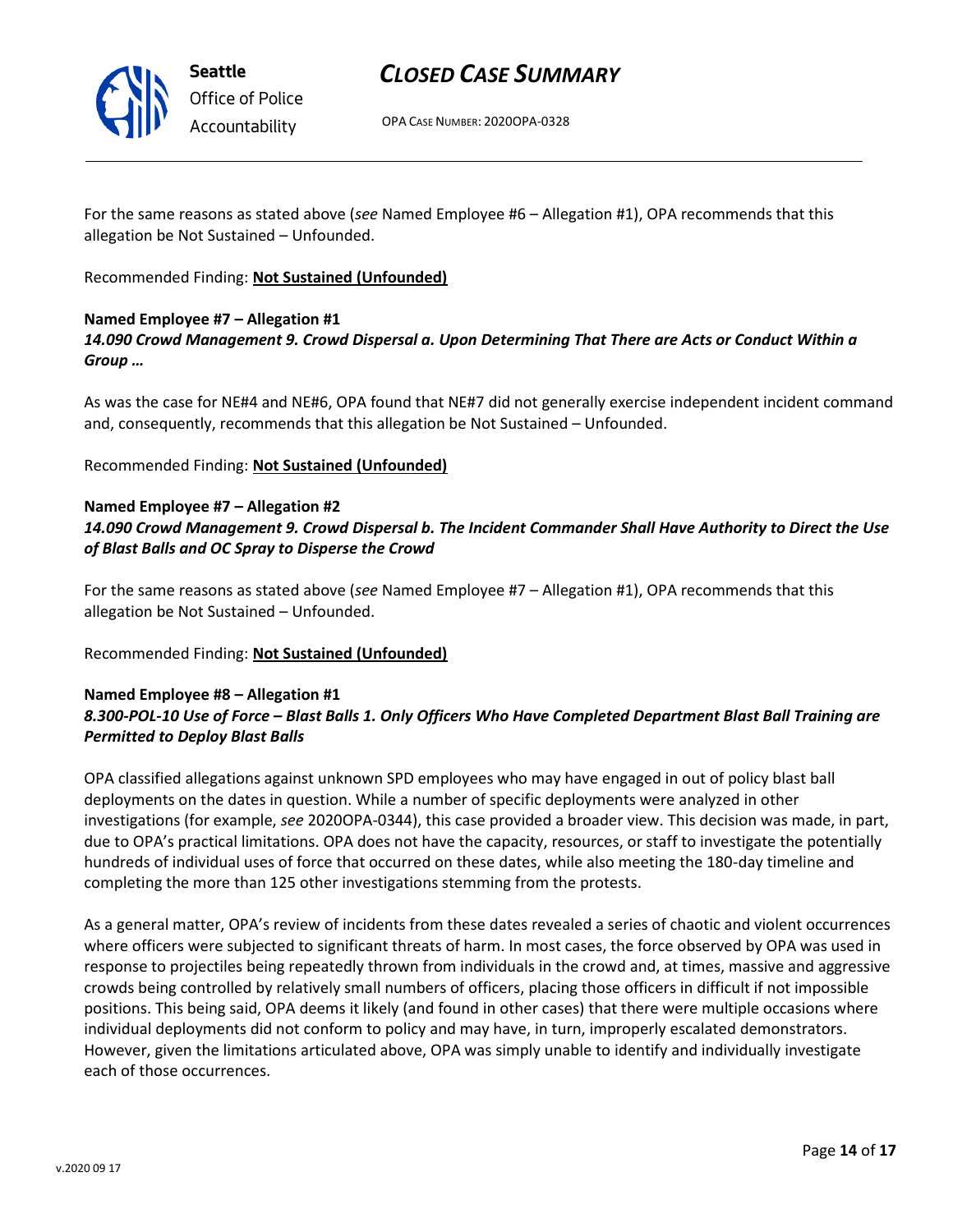For the same reasons as stated above (*see* Named Employee #6 – Allegation #1), OPA recommends that this allegation be Not Sustained – Unfounded.

Recommended Finding: **Not Sustained (Unfounded)**

**Named Employee #7 – Allegation #1**
***14.090 Crowd Management 9. Crowd Dispersal a. Upon Determining That There are Acts or Conduct Within a Group …***

As was the case for NE#4 and NE#6, OPA found that NE#7 did not generally exercise independent incident command and, consequently, recommends that this allegation be Not Sustained – Unfounded.

Recommended Finding: **Not Sustained (Unfounded)**

**Named Employee #7 – Allegation #2**
***14.090 Crowd Management 9. Crowd Dispersal b. The Incident Commander Shall Have Authority to Direct the Use of Blast Balls and OC Spray to Disperse the Crowd***

For the same reasons as stated above (*see* Named Employee #7 – Allegation #1), OPA recommends that this allegation be Not Sustained – Unfounded.

Recommended Finding: **Not Sustained (Unfounded)**

**Named Employee #8 – Allegation #1**
***8.300-POL-10 Use of Force – Blast Balls 1. Only Officers Who Have Completed Department Blast Ball Training are Permitted to Deploy Blast Balls***

OPA classified allegations against unknown SPD employees who may have engaged in out of policy blast ball deployments on the dates in question. While a number of specific deployments were analyzed in other investigations (for example, *see* 2020OPA-0344), this case provided a broader view. This decision was made, in part, due to OPA's practical limitations. OPA does not have the capacity, resources, or staff to investigate the potentially hundreds of individual uses of force that occurred on these dates, while also meeting the 180-day timeline and completing the more than 125 other investigations stemming from the protests.

As a general matter, OPA's review of incidents from these dates revealed a series of chaotic and violent occurrences where officers were subjected to significant threats of harm. In most cases, the force observed by OPA was used in response to projectiles being repeatedly thrown from individuals in the crowd and, at times, massive and aggressive crowds being controlled by relatively small numbers of officers, placing those officers in difficult if not impossible positions. This being said, OPA deems it likely (and found in other cases) that there were multiple occasions where individual deployments did not conform to policy and may have, in turn, improperly escalated demonstrators. However, given the limitations articulated above, OPA was simply unable to identify and individually investigate each of those occurrences.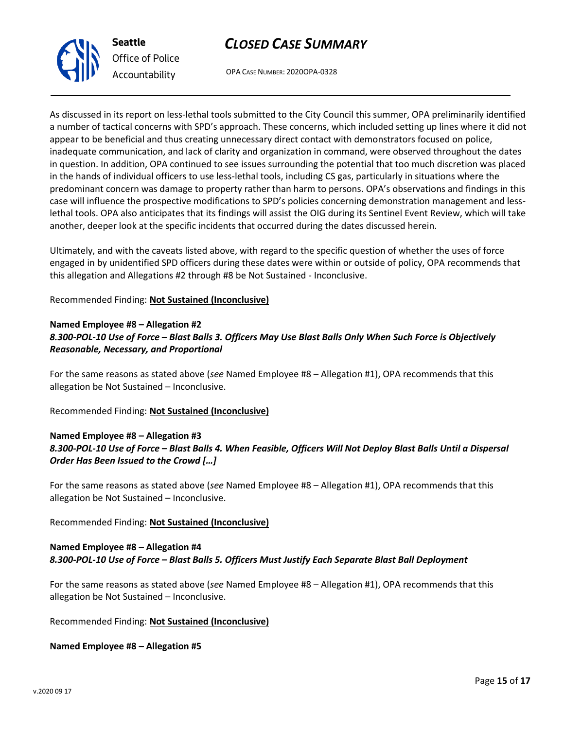As discussed in its report on less-lethal tools submitted to the City Council this summer, OPA preliminarily identified a number of tactical concerns with SPD's approach. These concerns, which included setting up lines where it did not appear to be beneficial and thus creating unnecessary direct contact with demonstrators focused on police, inadequate communication, and lack of clarity and organization in command, were observed throughout the dates in question. In addition, OPA continued to see issues surrounding the potential that too much discretion was placed in the hands of individual officers to use less-lethal tools, including CS gas, particularly in situations where the predominant concern was damage to property rather than harm to persons. OPA's observations and findings in this case will influence the prospective modifications to SPD's policies concerning demonstration management and less-lethal tools. OPA also anticipates that its findings will assist the OIG during its Sentinel Event Review, which will take another, deeper look at the specific incidents that occurred during the dates discussed herein.

Ultimately, and with the caveats listed above, with regard to the specific question of whether the uses of force engaged in by unidentified SPD officers during these dates were within or outside of policy, OPA recommends that this allegation and Allegations #2 through #8 be Not Sustained - Inconclusive.

Recommended Finding: **Not Sustained (Inconclusive)**

**Named Employee #8 – Allegation #2**
***8.300-POL-10 Use of Force – Blast Balls 3. Officers May Use Blast Balls Only When Such Force is Objectively Reasonable, Necessary, and Proportional***

For the same reasons as stated above (*see* Named Employee #8 – Allegation #1), OPA recommends that this allegation be Not Sustained – Inconclusive.

Recommended Finding: **Not Sustained (Inconclusive)**

**Named Employee #8 – Allegation #3**
***8.300-POL-10 Use of Force – Blast Balls 4. When Feasible, Officers Will Not Deploy Blast Balls Until a Dispersal Order Has Been Issued to the Crowd […]***

For the same reasons as stated above (*see* Named Employee #8 – Allegation #1), OPA recommends that this allegation be Not Sustained – Inconclusive.

Recommended Finding: **Not Sustained (Inconclusive)**

**Named Employee #8 – Allegation #4**
***8.300-POL-10 Use of Force – Blast Balls 5. Officers Must Justify Each Separate Blast Ball Deployment***

For the same reasons as stated above (*see* Named Employee #8 – Allegation #1), OPA recommends that this allegation be Not Sustained – Inconclusive.

Recommended Finding: **Not Sustained (Inconclusive)**

**Named Employee #8 – Allegation #5**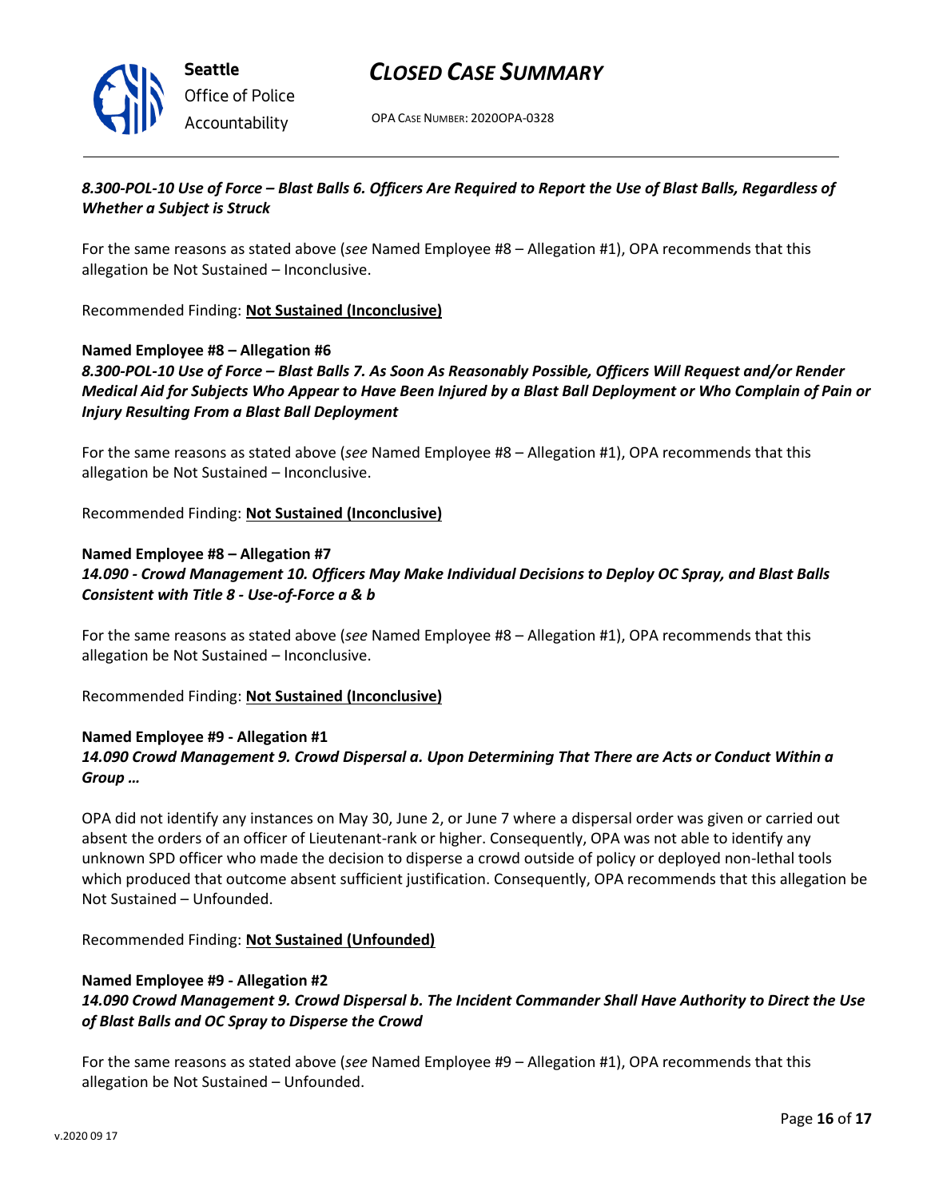***8.300-POL-10 Use of Force – Blast Balls 6. Officers Are Required to Report the Use of Blast Balls, Regardless of Whether a Subject is Struck***

For the same reasons as stated above (*see* Named Employee #8 – Allegation #1), OPA recommends that this allegation be Not Sustained – Inconclusive.

Recommended Finding: **Not Sustained (Inconclusive)**

**Named Employee #8 – Allegation #6**

***8.300-POL-10 Use of Force – Blast Balls 7. As Soon As Reasonably Possible, Officers Will Request and/or Render Medical Aid for Subjects Who Appear to Have Been Injured by a Blast Ball Deployment or Who Complain of Pain or Injury Resulting From a Blast Ball Deployment***

For the same reasons as stated above (*see* Named Employee #8 – Allegation #1), OPA recommends that this allegation be Not Sustained – Inconclusive.

Recommended Finding: **Not Sustained (Inconclusive)**

**Named Employee #8 – Allegation #7**

***14.090 - Crowd Management 10. Officers May Make Individual Decisions to Deploy OC Spray, and Blast Balls Consistent with Title 8 - Use-of-Force a & b***

For the same reasons as stated above (*see* Named Employee #8 – Allegation #1), OPA recommends that this allegation be Not Sustained – Inconclusive.

Recommended Finding: **Not Sustained (Inconclusive)**

**Named Employee #9 - Allegation #1**

***14.090 Crowd Management 9. Crowd Dispersal a. Upon Determining That There are Acts or Conduct Within a Group …***

OPA did not identify any instances on May 30, June 2, or June 7 where a dispersal order was given or carried out absent the orders of an officer of Lieutenant-rank or higher. Consequently, OPA was not able to identify any unknown SPD officer who made the decision to disperse a crowd outside of policy or deployed non-lethal tools which produced that outcome absent sufficient justification. Consequently, OPA recommends that this allegation be Not Sustained – Unfounded.

Recommended Finding: **Not Sustained (Unfounded)**

**Named Employee #9 - Allegation #2**

***14.090 Crowd Management 9. Crowd Dispersal b. The Incident Commander Shall Have Authority to Direct the Use of Blast Balls and OC Spray to Disperse the Crowd***

For the same reasons as stated above (*see* Named Employee #9 – Allegation #1), OPA recommends that this allegation be Not Sustained – Unfounded.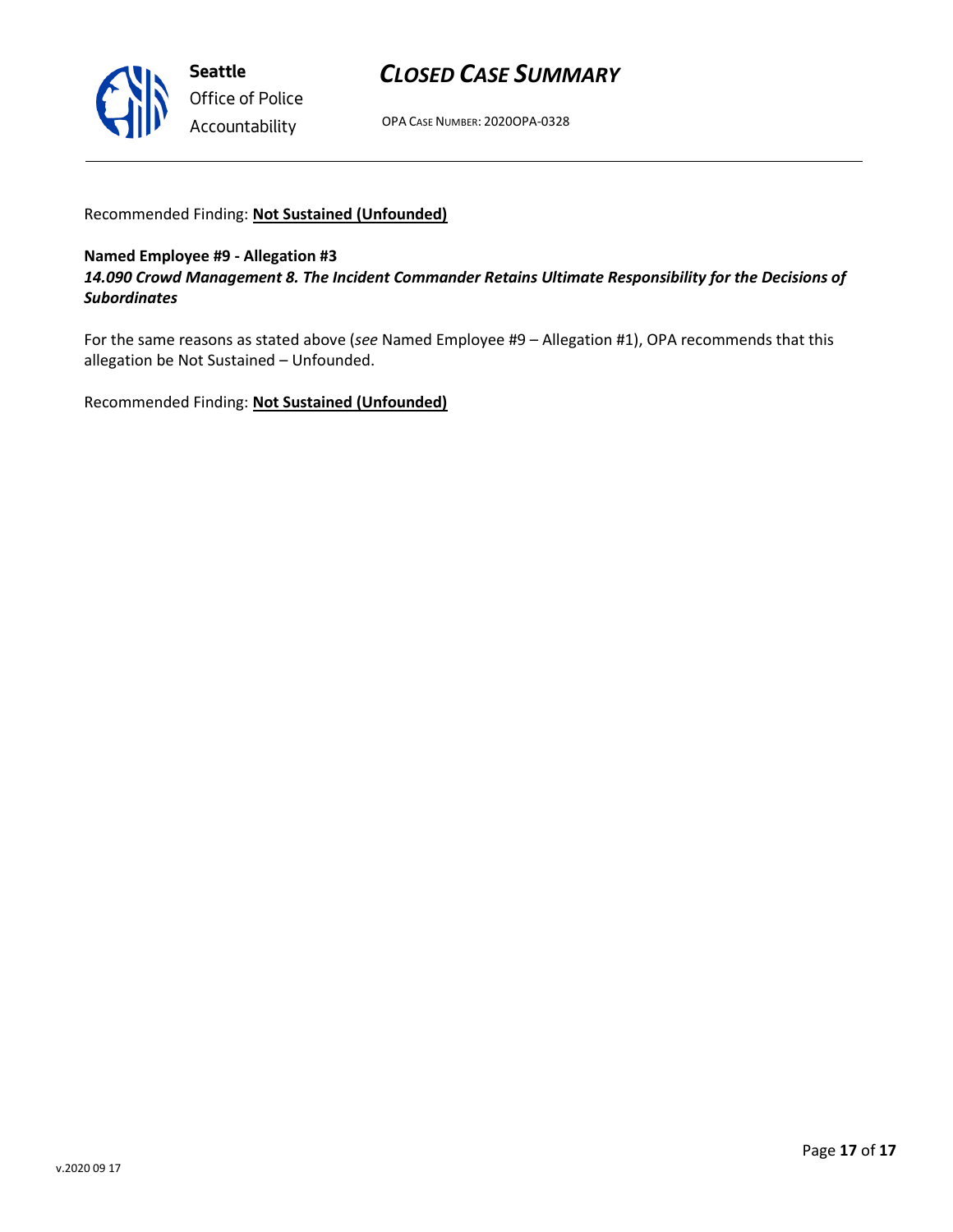Recommended Finding: **Not Sustained (Unfounded)**

**Named Employee #9 - Allegation #3**
***14.090 Crowd Management 8. The Incident Commander Retains Ultimate Responsibility for the Decisions of Subordinates***

For the same reasons as stated above (*see* Named Employee #9 – Allegation #1), OPA recommends that this allegation be Not Sustained – Unfounded.

Recommended Finding: **Not Sustained (Unfounded)**